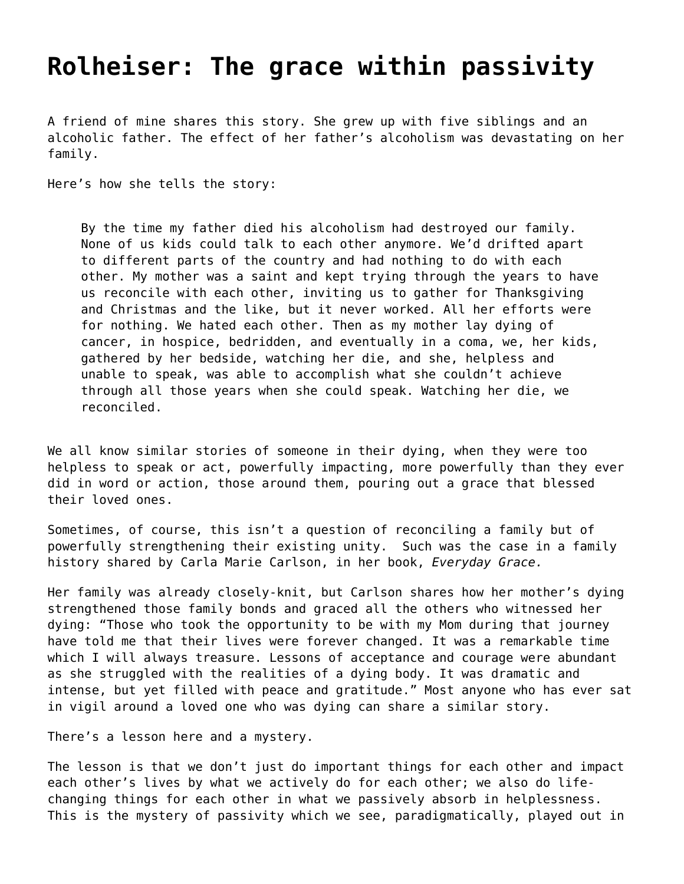# Rolheiser: The grace within passivity

A friend of mine shares this story. She grew up with five siblings and an alcoholic father. The effect of her father's alcoholism was devastating on her family.

Here's how she tells the story:

> By the time my father died his alcoholism had destroyed our family. None of us kids could talk to each other anymore. We'd drifted apart to different parts of the country and had nothing to do with each other. My mother was a saint and kept trying through the years to have us reconcile with each other, inviting us to gather for Thanksgiving and Christmas and the like, but it never worked. All her efforts were for nothing. We hated each other. Then as my mother lay dying of cancer, in hospice, bedridden, and eventually in a coma, we, her kids, gathered by her bedside, watching her die, and she, helpless and unable to speak, was able to accomplish what she couldn't achieve through all those years when she could speak. Watching her die, we reconciled.

We all know similar stories of someone in their dying, when they were too helpless to speak or act, powerfully impacting, more powerfully than they ever did in word or action, those around them, pouring out a grace that blessed their loved ones.

Sometimes, of course, this isn't a question of reconciling a family but of powerfully strengthening their existing unity. Such was the case in a family history shared by Carla Marie Carlson, in her book, *Everyday Grace.*

Her family was already closely-knit, but Carlson shares how her mother's dying strengthened those family bonds and graced all the others who witnessed her dying: "Those who took the opportunity to be with my Mom during that journey have told me that their lives were forever changed. It was a remarkable time which I will always treasure. Lessons of acceptance and courage were abundant as she struggled with the realities of a dying body. It was dramatic and intense, but yet filled with peace and gratitude." Most anyone who has ever sat in vigil around a loved one who was dying can share a similar story.

There's a lesson here and a mystery.

The lesson is that we don't just do important things for each other and impact each other's lives by what we actively do for each other; we also do life-changing things for each other in what we passively absorb in helplessness. This is the mystery of passivity which we see, paradigmatically, played out in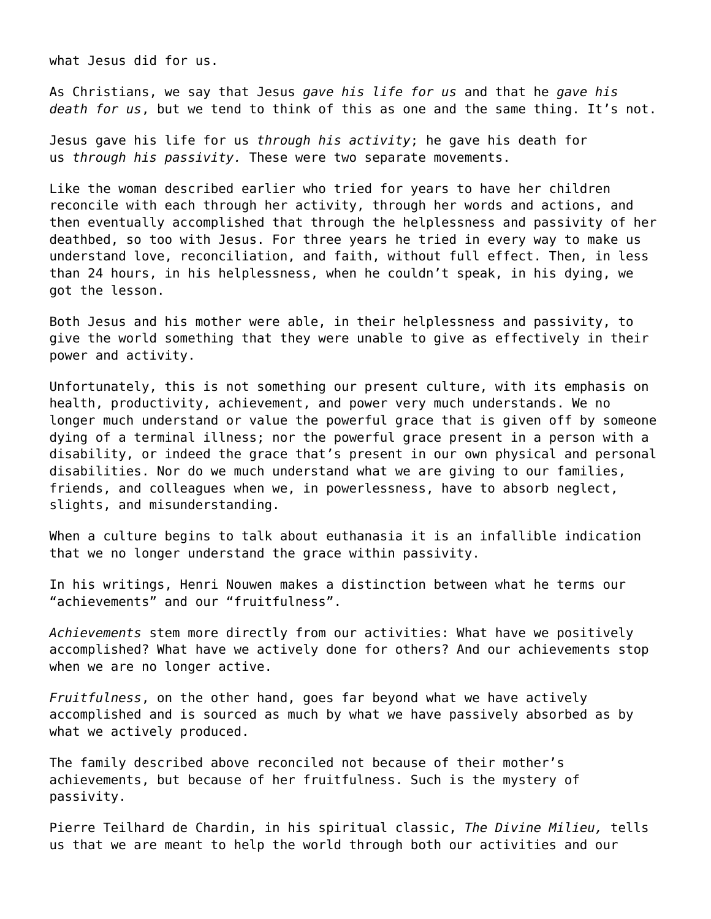what Jesus did for us.

As Christians, we say that Jesus *gave his life for us* and that he *gave his death for us*, but we tend to think of this as one and the same thing. It's not.

Jesus gave his life for us *through his activity*; he gave his death for us *through his passivity.* These were two separate movements.

Like the woman described earlier who tried for years to have her children reconcile with each through her activity, through her words and actions, and then eventually accomplished that through the helplessness and passivity of her deathbed, so too with Jesus. For three years he tried in every way to make us understand love, reconciliation, and faith, without full effect. Then, in less than 24 hours, in his helplessness, when he couldn't speak, in his dying, we got the lesson.

Both Jesus and his mother were able, in their helplessness and passivity, to give the world something that they were unable to give as effectively in their power and activity.

Unfortunately, this is not something our present culture, with its emphasis on health, productivity, achievement, and power very much understands. We no longer much understand or value the powerful grace that is given off by someone dying of a terminal illness; nor the powerful grace present in a person with a disability, or indeed the grace that's present in our own physical and personal disabilities. Nor do we much understand what we are giving to our families, friends, and colleagues when we, in powerlessness, have to absorb neglect, slights, and misunderstanding.

When a culture begins to talk about euthanasia it is an infallible indication that we no longer understand the grace within passivity.

In his writings, Henri Nouwen makes a distinction between what he terms our "achievements" and our "fruitfulness".

*Achievements* stem more directly from our activities: What have we positively accomplished? What have we actively done for others? And our achievements stop when we are no longer active.

*Fruitfulness*, on the other hand, goes far beyond what we have actively accomplished and is sourced as much by what we have passively absorbed as by what we actively produced.

The family described above reconciled not because of their mother's achievements, but because of her fruitfulness. Such is the mystery of passivity.

Pierre Teilhard de Chardin, in his spiritual classic, *The Divine Milieu,* tells us that we are meant to help the world through both our activities and our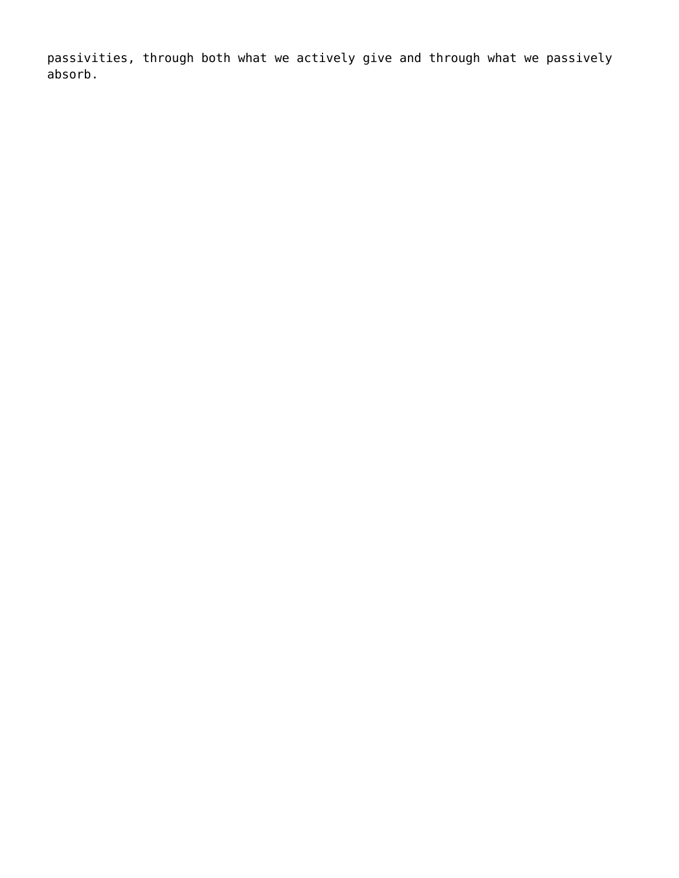passivities, through both what we actively give and through what we passively absorb.